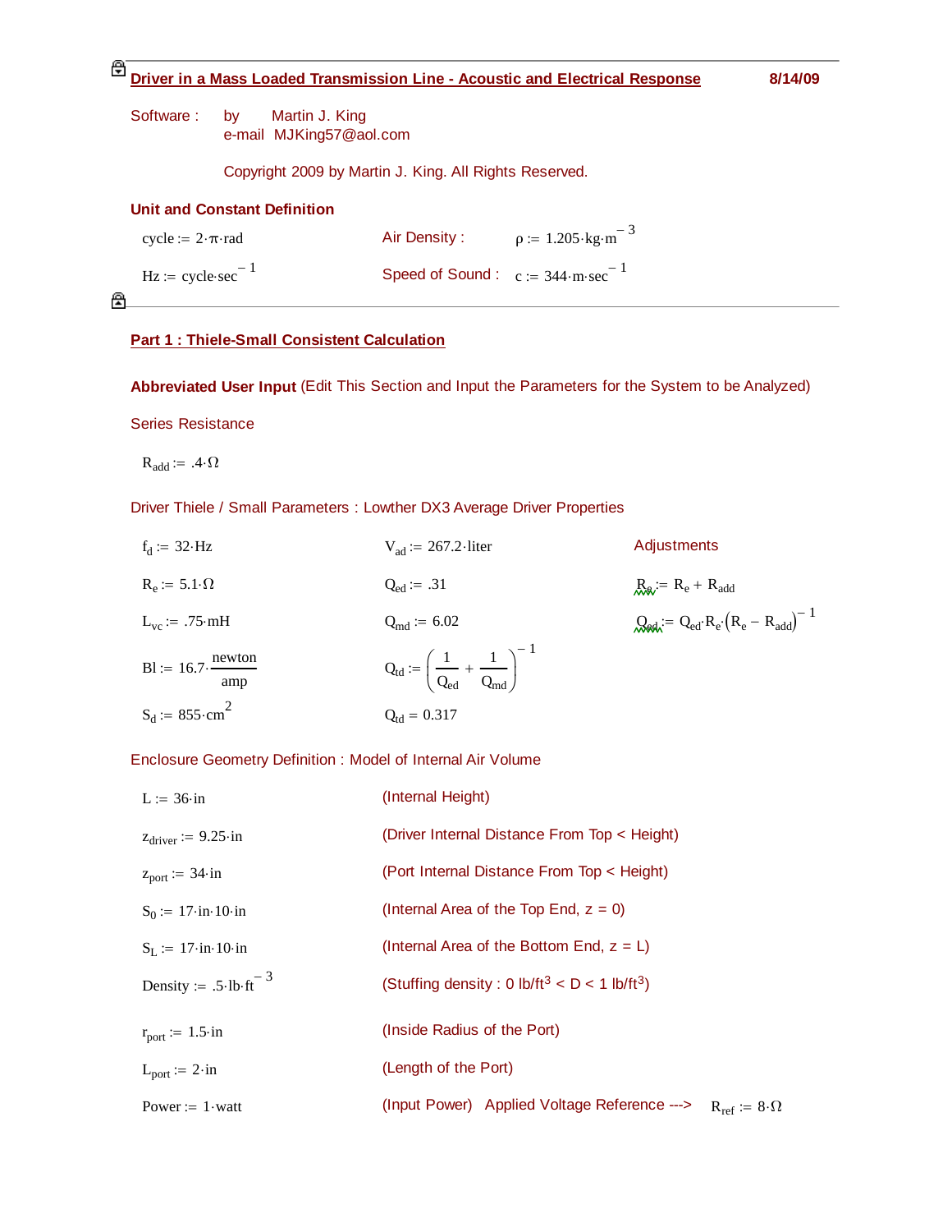## Driver in a Mass Loaded Transmission Line - Acoustic and Electrical Response

**8/14/09**

Software : by Martin J. King
e-mail MJKing57@aol.com

Copyright 2009 by Martin J. King. All Rights Reserved.

### Unit and Constant Definition

$cycle := 2 \cdot \pi \cdot rad$

Air Density : $\rho := 1.205 \cdot kg \cdot m^{-3}$

$Hz := cycle \cdot sec^{-1}$

Speed of Sound : $c := 344 \cdot m \cdot sec^{-1}$

### Part 1 : Thiele-Small Consistent Calculation

**Abbreviated User Input** (Edit This Section and Input the Parameters for the System to be Analyzed)

Series Resistance

$R_{add} := .4 \cdot \Omega$

Driver Thiele / Small Parameters : Lowther DX3 Average Driver Properties

$f_d := 32 \cdot Hz$

$V_{ad} := 267.2 \cdot liter$

$R_e := 5.1 \cdot \Omega$

$Q_{ed} := .31$

$L_{vc} := .75 \cdot mH$

$Q_{md} := 6.02$

$Bl := 16.7 \cdot \frac{newton}{amp}$

$Q_{td} := \left( \frac{1}{Q_{ed}} + \frac{1}{Q_{md}} \right)^{-1}$

$S_d := 855 \cdot cm^2$

$Q_{td} = 0.317$

Adjustments

$R_e := R_e + R_{add}$

$Q_{ed} := Q_{ed} \cdot R_e \cdot (R_e - R_{add})^{-1}$

Enclosure Geometry Definition : Model of Internal Air Volume

$L := 36 \cdot in$ (Internal Height)

$z_{driver} := 9.25 \cdot in$ (Driver Internal Distance From Top < Height)

$z_{port} := 34 \cdot in$ (Port Internal Distance From Top < Height)

$S_0 := 17 \cdot in \cdot 10 \cdot in$ (Internal Area of the Top End, z = 0)

$S_L := 17 \cdot in \cdot 10 \cdot in$ (Internal Area of the Bottom End, z = L)

$Density := .5 \cdot lb \cdot ft^{-3}$ (Stuffing density : 0 lb/ft$^3$ < D < 1 lb/ft$^3$)

$r_{port} := 1.5 \cdot in$ (Inside Radius of the Port)

$L_{port} := 2 \cdot in$ (Length of the Port)

$Power := 1 \cdot watt$ (Input Power) Applied Voltage Reference ---> $R_{ref} := 8 \cdot \Omega$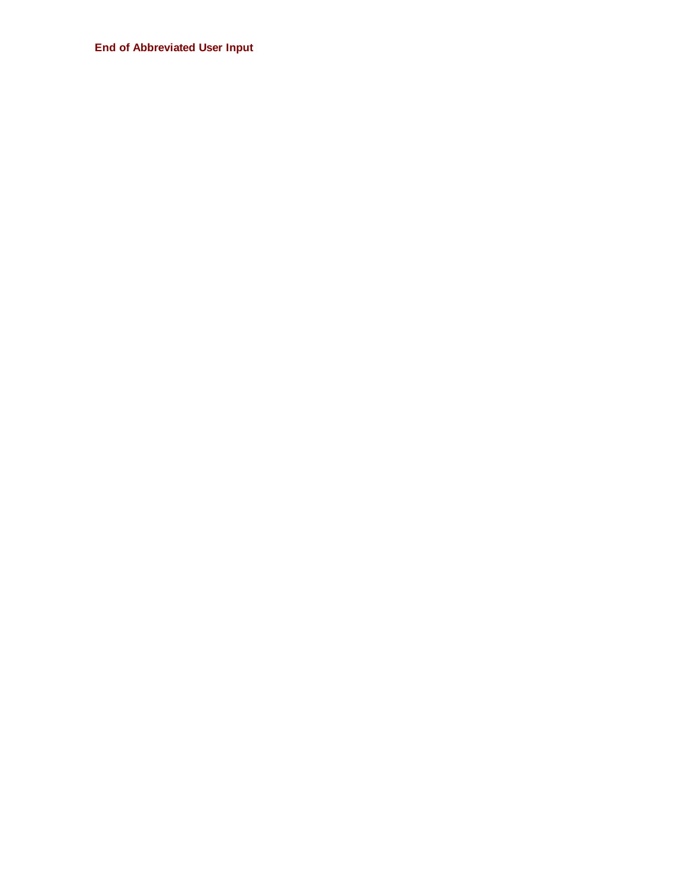**End of Abbreviated User Input**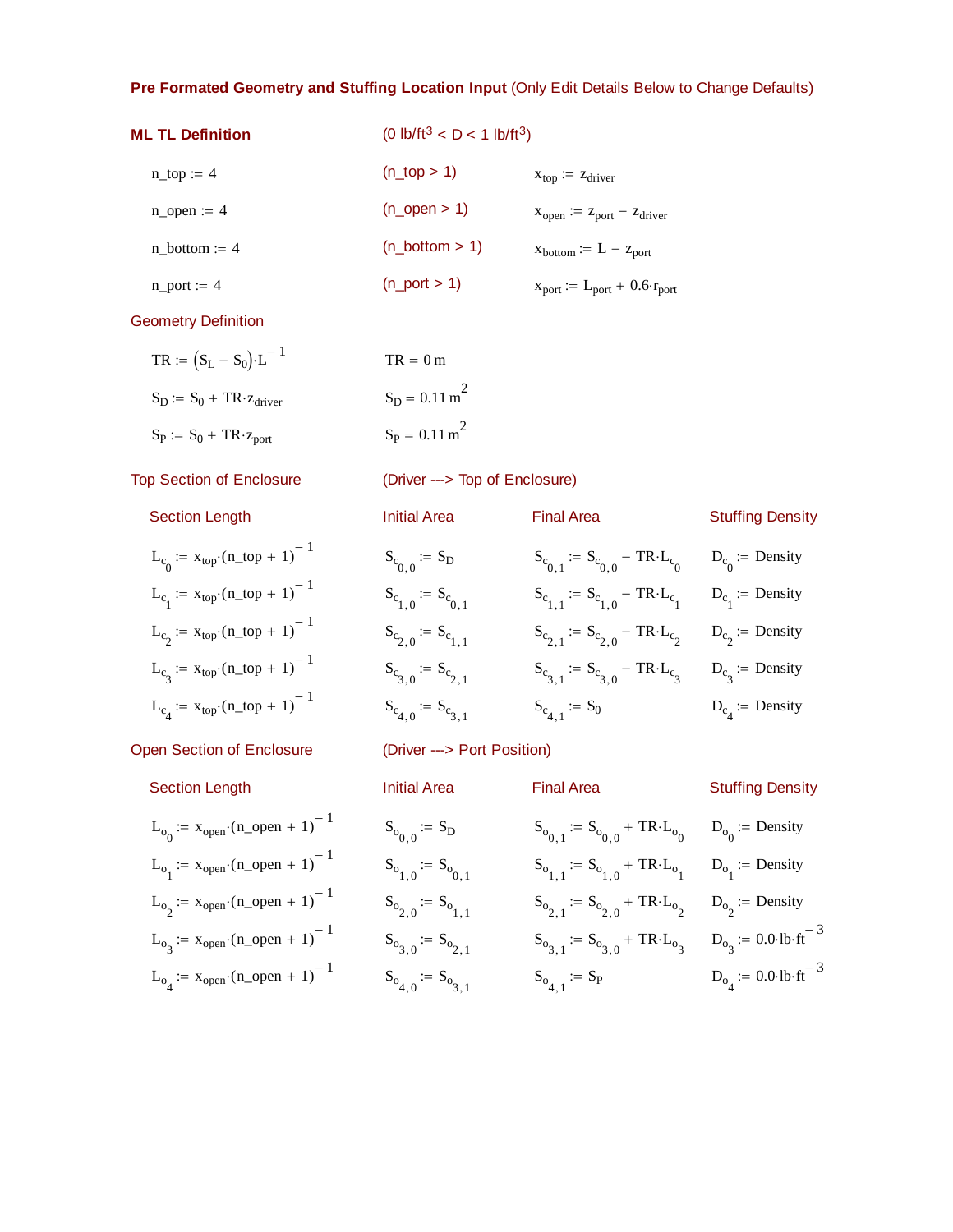**Pre Formated Geometry and Stuffing Location Input** (Only Edit Details Below to Change Defaults)

**ML TL Definition** $(0\ \text{lb/ft}^3 < D < 1\ \text{lb/ft}^3)$

| | | |
|---|---|---|
| $n\_top := 4$ | $(n\_top > 1)$ | $x_{top} := z_{driver}$ |
| $n\_open := 4$ | $(n\_open > 1)$ | $x_{open} := z_{port} - z_{driver}$ |
| $n\_bottom := 4$ | $(n\_bottom > 1)$ | $x_{bottom} := L - z_{port}$ |
| $n\_port := 4$ | $(n\_port > 1)$ | $x_{port} := L_{port} + 0.6 \cdot r_{port}$ |

Geometry Definition

| | |
|---|---|
| $TR := (S_L - S_0) \cdot L^{-1}$ | $TR = 0\,\text{m}$ |
| $S_D := S_0 + TR \cdot z_{driver}$ | $S_D = 0.11\,\text{m}^2$ |
| $S_P := S_0 + TR \cdot z_{port}$ | $S_P = 0.11\,\text{m}^2$ |

Top Section of Enclosure (Driver ---> Top of Enclosure)

| Section Length | Initial Area | Final Area | Stuffing Density |
|---|---|---|---|
| $L_{c_0} := x_{top} \cdot (n\_top + 1)^{-1}$ | $S_{c_{0,0}} := S_D$ | $S_{c_{0,1}} := S_{c_{0,0}} - TR \cdot L_{c_0}$ | $D_{c_0} := \text{Density}$ |
| $L_{c_1} := x_{top} \cdot (n\_top + 1)^{-1}$ | $S_{c_{1,0}} := S_{c_{0,1}}$ | $S_{c_{1,1}} := S_{c_{1,0}} - TR \cdot L_{c_1}$ | $D_{c_1} := \text{Density}$ |
| $L_{c_2} := x_{top} \cdot (n\_top + 1)^{-1}$ | $S_{c_{2,0}} := S_{c_{1,1}}$ | $S_{c_{2,1}} := S_{c_{2,0}} - TR \cdot L_{c_2}$ | $D_{c_2} := \text{Density}$ |
| $L_{c_3} := x_{top} \cdot (n\_top + 1)^{-1}$ | $S_{c_{3,0}} := S_{c_{2,1}}$ | $S_{c_{3,1}} := S_{c_{3,0}} - TR \cdot L_{c_3}$ | $D_{c_3} := \text{Density}$ |
| $L_{c_4} := x_{top} \cdot (n\_top + 1)^{-1}$ | $S_{c_{4,0}} := S_{c_{3,1}}$ | $S_{c_{4,1}} := S_0$ | $D_{c_4} := \text{Density}$ |

Open Section of Enclosure (Driver ---> Port Position)

| Section Length | Initial Area | Final Area | Stuffing Density |
|---|---|---|---|
| $L_{o_0} := x_{open} \cdot (n\_open + 1)^{-1}$ | $S_{o_{0,0}} := S_D$ | $S_{o_{0,1}} := S_{o_{0,0}} + TR \cdot L_{o_0}$ | $D_{o_0} := \text{Density}$ |
| $L_{o_1} := x_{open} \cdot (n\_open + 1)^{-1}$ | $S_{o_{1,0}} := S_{o_{0,1}}$ | $S_{o_{1,1}} := S_{o_{1,0}} + TR \cdot L_{o_1}$ | $D_{o_1} := \text{Density}$ |
| $L_{o_2} := x_{open} \cdot (n\_open + 1)^{-1}$ | $S_{o_{2,0}} := S_{o_{1,1}}$ | $S_{o_{2,1}} := S_{o_{2,0}} + TR \cdot L_{o_2}$ | $D_{o_2} := \text{Density}$ |
| $L_{o_3} := x_{open} \cdot (n\_open + 1)^{-1}$ | $S_{o_{3,0}} := S_{o_{2,1}}$ | $S_{o_{3,1}} := S_{o_{3,0}} + TR \cdot L_{o_3}$ | $D_{o_3} := 0.0 \cdot \text{lb} \cdot \text{ft}^{-3}$ |
| $L_{o_4} := x_{open} \cdot (n\_open + 1)^{-1}$ | $S_{o_{4,0}} := S_{o_{3,1}}$ | $S_{o_{4,1}} := S_P$ | $D_{o_4} := 0.0 \cdot \text{lb} \cdot \text{ft}^{-3}$ |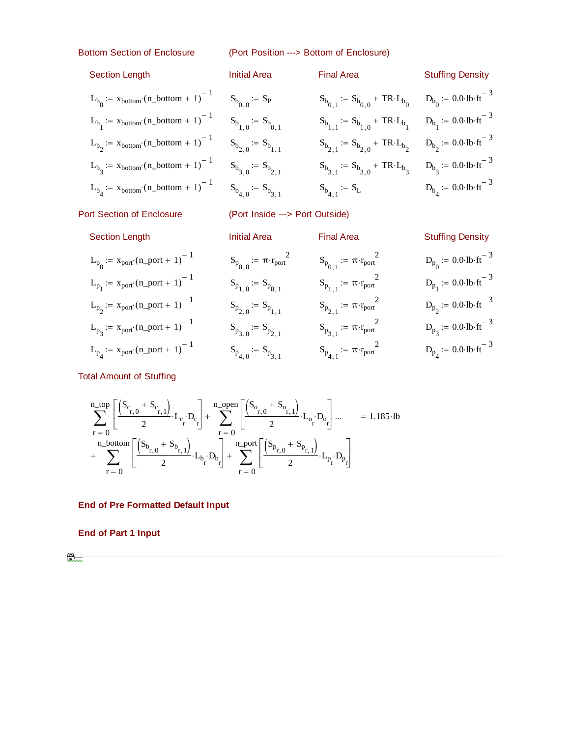Bottom Section of Enclosure (Port Position ---> Bottom of Enclosure)

| Section Length | Initial Area | Final Area | Stuffing Density |
|---|---|---|---|
| $L_{b_0} := x_{bottom} \cdot (n\_bottom + 1)^{-1}$ | $S_{b_{0,0}} := S_P$ | $S_{b_{0,1}} := S_{b_{0,0}} + TR \cdot L_{b_0}$ | $D_{b_0} := 0.0 \cdot lb \cdot ft^{-3}$ |
| $L_{b_1} := x_{bottom} \cdot (n\_bottom + 1)^{-1}$ | $S_{b_{1,0}} := S_{b_{0,1}}$ | $S_{b_{1,1}} := S_{b_{1,0}} + TR \cdot L_{b_1}$ | $D_{b_1} := 0.0 \cdot lb \cdot ft^{-3}$ |
| $L_{b_2} := x_{bottom} \cdot (n\_bottom + 1)^{-1}$ | $S_{b_{2,0}} := S_{b_{1,1}}$ | $S_{b_{2,1}} := S_{b_{2,0}} + TR \cdot L_{b_2}$ | $D_{b_2} := 0.0 \cdot lb \cdot ft^{-3}$ |
| $L_{b_3} := x_{bottom} \cdot (n\_bottom + 1)^{-1}$ | $S_{b_{3,0}} := S_{b_{2,1}}$ | $S_{b_{3,1}} := S_{b_{3,0}} + TR \cdot L_{b_3}$ | $D_{b_3} := 0.0 \cdot lb \cdot ft^{-3}$ |
| $L_{b_4} := x_{bottom} \cdot (n\_bottom + 1)^{-1}$ | $S_{b_{4,0}} := S_{b_{3,1}}$ | $S_{b_{4,1}} := S_L$ | $D_{b_4} := 0.0 \cdot lb \cdot ft^{-3}$ |

Port Section of Enclosure (Port Inside ---> Port Outside)

| Section Length | Initial Area | Final Area | Stuffing Density |
|---|---|---|---|
| $L_{p_0} := x_{port} \cdot (n\_port + 1)^{-1}$ | $S_{p_{0,0}} := \pi \cdot r_{port}^{2}$ | $S_{p_{0,1}} := \pi \cdot r_{port}^{2}$ | $D_{p_0} := 0.0 \cdot lb \cdot ft^{-3}$ |
| $L_{p_1} := x_{port} \cdot (n\_port + 1)^{-1}$ | $S_{p_{1,0}} := S_{p_{0,1}}$ | $S_{p_{1,1}} := \pi \cdot r_{port}^{2}$ | $D_{p_1} := 0.0 \cdot lb \cdot ft^{-3}$ |
| $L_{p_2} := x_{port} \cdot (n\_port + 1)^{-1}$ | $S_{p_{2,0}} := S_{p_{1,1}}$ | $S_{p_{2,1}} := \pi \cdot r_{port}^{2}$ | $D_{p_2} := 0.0 \cdot lb \cdot ft^{-3}$ |
| $L_{p_3} := x_{port} \cdot (n\_port + 1)^{-1}$ | $S_{p_{3,0}} := S_{p_{2,1}}$ | $S_{p_{3,1}} := \pi \cdot r_{port}^{2}$ | $D_{p_3} := 0.0 \cdot lb \cdot ft^{-3}$ |
| $L_{p_4} := x_{port} \cdot (n\_port + 1)^{-1}$ | $S_{p_{4,0}} := S_{p_{3,1}}$ | $S_{p_{4,1}} := \pi \cdot r_{port}^{2}$ | $D_{p_4} := 0.0 \cdot lb \cdot ft^{-3}$ |

Total Amount of Stuffing

$$\sum_{r=0}^{n\_top} \left[ \frac{\left(S_{c_{r,0}} + S_{c_{r,1}}\right)}{2} \cdot L_{c_r} \cdot D_{c_r} \right] + \sum_{r=0}^{n\_open} \left[ \frac{\left(S_{o_{r,0}} + S_{o_{r,1}}\right)}{2} \cdot L_{o_r} \cdot D_{o_r} \right] ... + \sum_{r=0}^{n\_bottom} \left[ \frac{\left(S_{b_{r,0}} + S_{b_{r,1}}\right)}{2} \cdot L_{b_r} \cdot D_{b_r} \right] + \sum_{r=0}^{n\_port} \left[ \frac{\left(S_{p_{r,0}} + S_{p_{r,1}}\right)}{2} \cdot L_{p_r} \cdot D_{p_r} \right] = 1.185 \cdot lb$$

**End of Pre Formatted Default Input**

**End of Part 1 Input**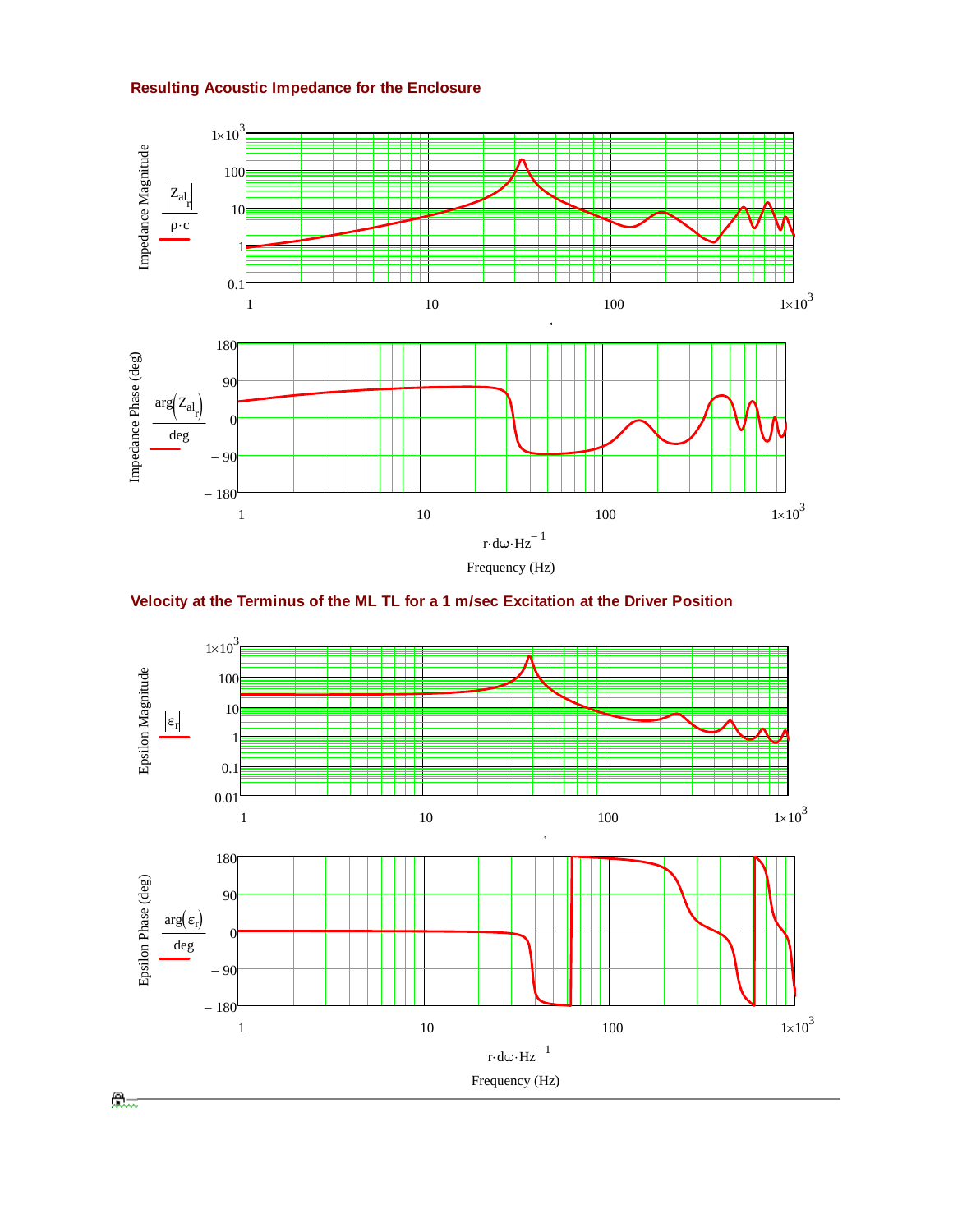### Resulting Acoustic Impedance for the Enclosure

Impedance Magnitude

$\frac{|Z_{al_r}|}{\rho \cdot c}$

$1 \times 10^3$, 100, 10, 1, 0.1

1, 10, 100, $1 \times 10^3$

Impedance Phase (deg)

$\frac{\arg(Z_{al_r})}{deg}$

180, 90, 0, − 90, − 180

1, 10, 100, $1 \times 10^3$

$r \cdot d\omega \cdot Hz^{-1}$

Frequency (Hz)

### Velocity at the Terminus of the ML TL for a 1 m/sec Excitation at the Driver Position

Epsilon Magnitude

$|\varepsilon_r|$

$1 \times 10^3$, 100, 10, 1, 0.1, 0.01

1, 10, 100, $1 \times 10^3$

Epsilon Phase (deg)

$\frac{\arg(\varepsilon_r)}{deg}$

180, 90, 0, − 90, − 180

1, 10, 100, $1 \times 10^3$

$r \cdot d\omega \cdot Hz^{-1}$

Frequency (Hz)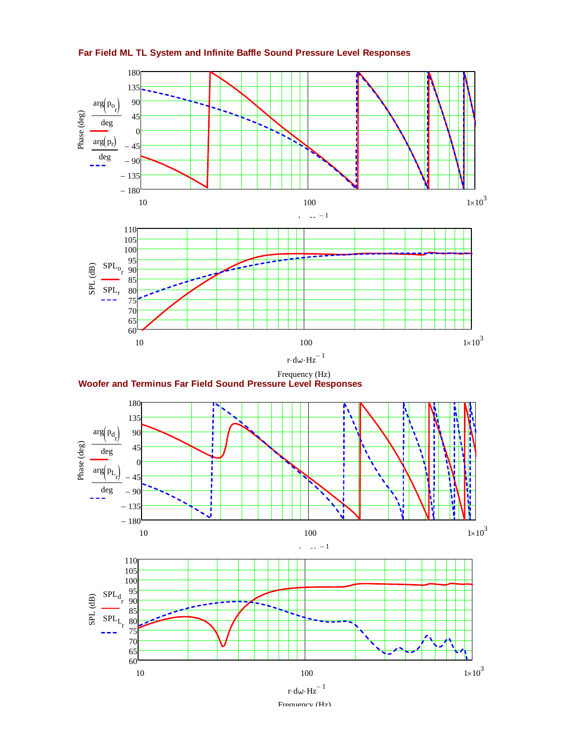## Far Field ML TL System and Infinite Baffle Sound Pressure Level Responses

Phase (deg)

$\frac{\arg(p_{o_r})}{deg}$

$\frac{\arg(p_r)}{deg}$

180
135
90
45
0
– 45
– 90
– 135
– 180

10
100
$1\times10^3$

SPL (dB)

$SPL_{o_r}$

$SPL_r$

110
105
100
95
90
85
80
75
70
65
60

10
100
$1\times10^3$

$r\cdot d\omega\cdot Hz^{-1}$

Frequency (Hz)

## Woofer and Terminus Far Field Sound Pressure Level Responses

Phase (deg)

$\frac{\arg(p_{d_r})}{deg}$

$\frac{\arg(p_{L_r})}{deg}$

180
135
90
45
0
– 45
– 90
– 135
– 180

10
100
$1\times10^3$

SPL (dB)

$SPL_{d_r}$

$SPL_{L_r}$

110
105
100
95
90
85
80
75
70
65
60

10
100
$1\times10^3$

$r\cdot d\omega\cdot Hz^{-1}$

Frequency (Hz)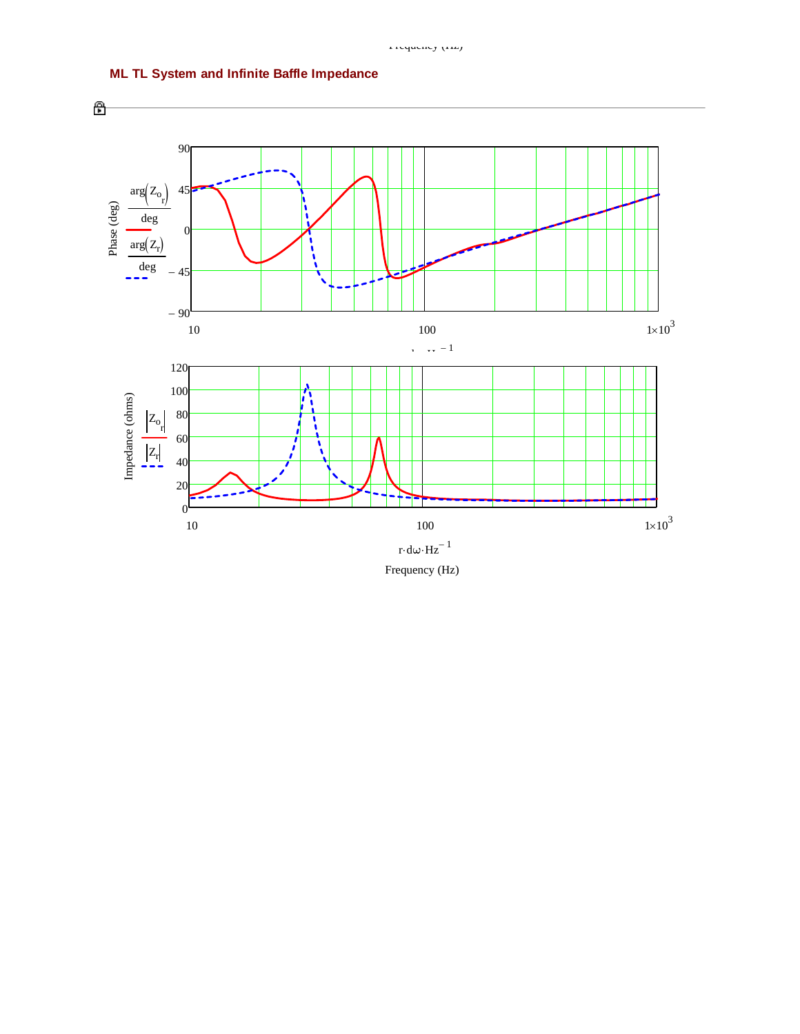## ML TL System and Infinite Baffle Impedance

Phase (deg)

$\frac{\arg(Z_{o_r})}{deg}$

$\frac{\arg(Z_r)}{deg}$

90

45

0

– 45

– 90

10

100

$1\times10^3$

Impedance (ohms)

$|Z_{o_r}|$

$|Z_r|$

120

100

80

60

40

20

0

10

100

$1\times10^3$

$r\cdot d\omega\cdot Hz^{-1}$

Frequency (Hz)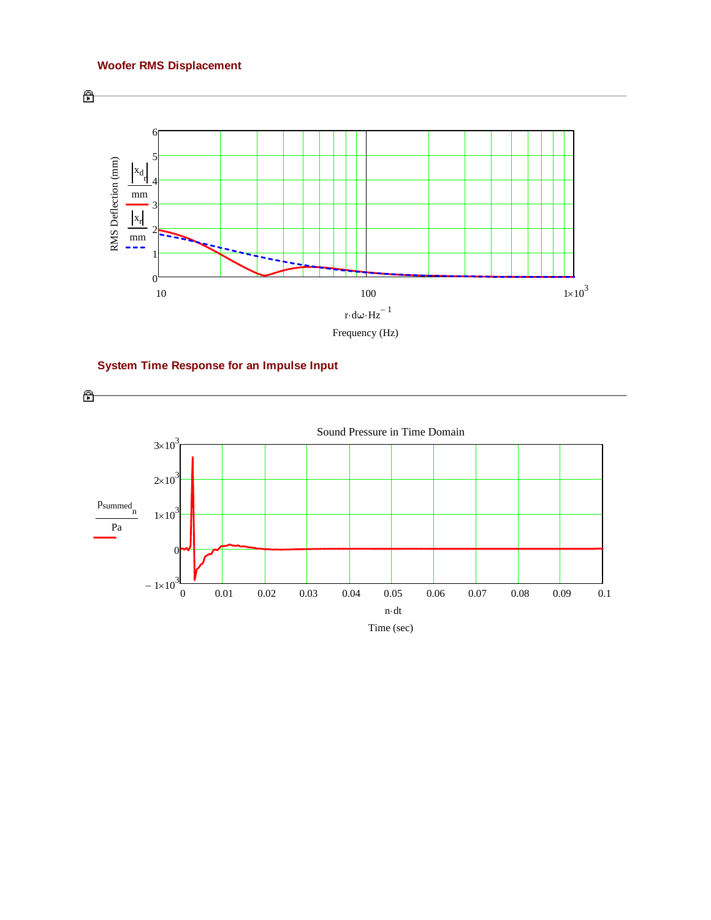### Woofer RMS Displacement

RMS Deflection (mm)

$\frac{|x_{d_r}|}{mm}$

$\frac{|x_r|}{mm}$

6
5
4
3
2
1
0

10
100
$1\times10^3$

$r\cdot d\omega\cdot Hz^{-1}$

Frequency (Hz)

### System Time Response for an Impulse Input

Sound Pressure in Time Domain

$\frac{p_{summed_n}}{Pa}$

$3\times10^3$
$2\times10^3$
$1\times10^3$
0
$-1\times10^3$

0
0.01
0.02
0.03
0.04
0.05
0.06
0.07
0.08
0.09
0.1

$n\cdot dt$

Time (sec)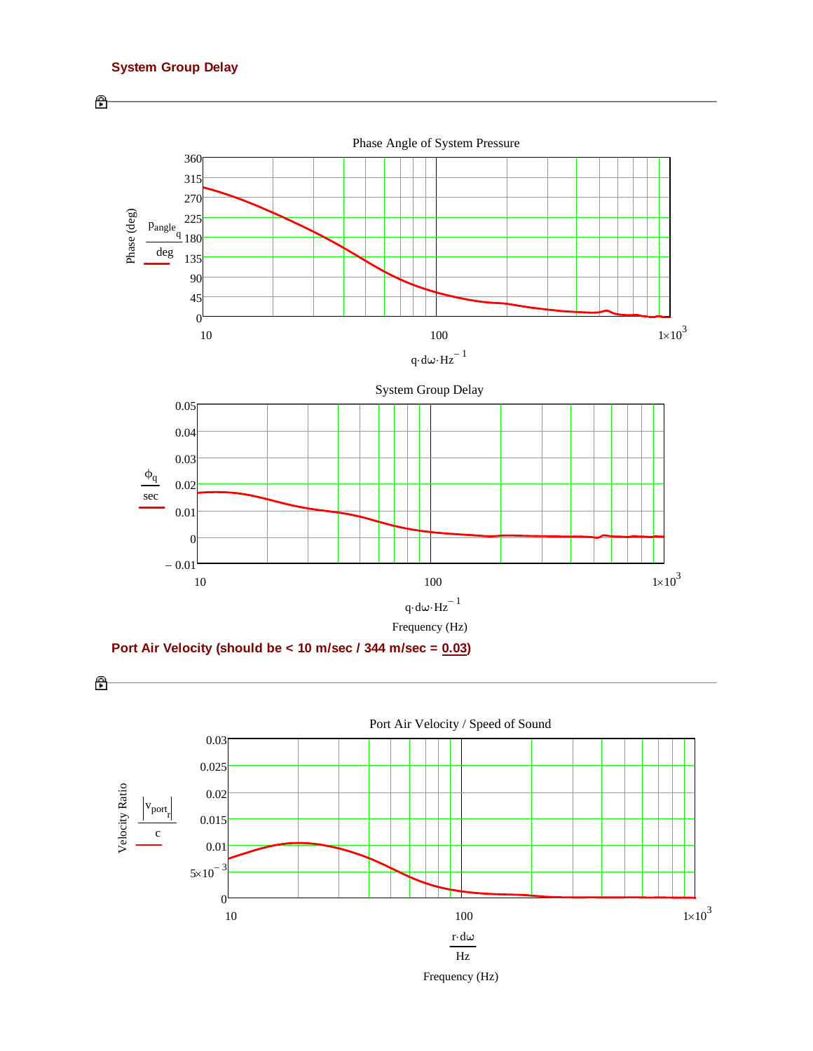**System Group Delay**

Phase Angle of System Pressure

360
315
270
225
180
135
90
45
0

Phase (deg)

$\frac{p_{angle_q}}{deg}$

10
100
$1\times10^3$

$q\cdot d\omega\cdot Hz^{-1}$

System Group Delay

0.05
0.04
0.03
0.02
0.01
0
− 0.01

$\frac{\phi_q}{sec}$

10
100
$1\times10^3$

$q\cdot d\omega\cdot Hz^{-1}$

Frequency (Hz)

**Port Air Velocity (should be < 10 m/sec / 344 m/sec = 0.03)**

Port Air Velocity / Speed of Sound

0.03
0.025
0.02
0.015
0.01
$5\times10^{-3}$
0

Velocity Ratio

$\frac{|v_{port_r}|}{c}$

10
100
$1\times10^3$

$\frac{r\cdot d\omega}{Hz}$

Frequency (Hz)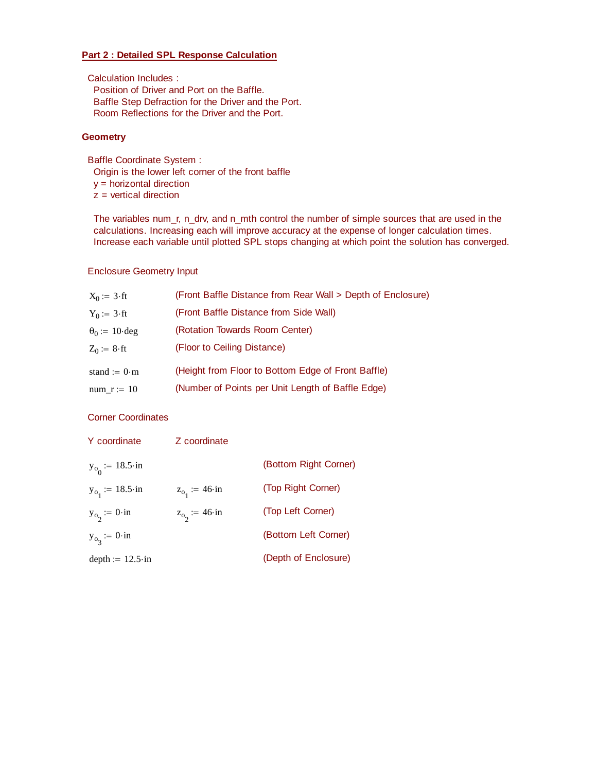## Part 2 : Detailed SPL Response Calculation

Calculation Includes :

- Position of Driver and Port on the Baffle.
- Baffle Step Defraction for the Driver and the Port.
- Room Reflections for the Driver and the Port.

### Geometry

Baffle Coordinate System :

- Origin is the lower left corner of the front baffle
- y = horizontal direction
- z = vertical direction

The variables num_r, n_drv, and n_mth control the number of simple sources that are used in the calculations. Increasing each will improve accuracy at the expense of longer calculation times. Increase each variable until plotted SPL stops changing at which point the solution has converged.

Enclosure Geometry Input

| | |
|---|---|
| $X_0 := 3 \cdot ft$ | (Front Baffle Distance from Rear Wall > Depth of Enclosure) |
| $Y_0 := 3 \cdot ft$ | (Front Baffle Distance from Side Wall) |
| $\theta_0 := 10 \cdot deg$ | (Rotation Towards Room Center) |
| $Z_0 := 8 \cdot ft$ | (Floor to Ceiling Distance) |
| $stand := 0 \cdot m$ | (Height from Floor to Bottom Edge of Front Baffle) |
| $num\_r := 10$ | (Number of Points per Unit Length of Baffle Edge) |

Corner Coordinates

| Y coordinate | Z coordinate | |
|---|---|---|
| $y_{o_0} := 18.5 \cdot in$ | | (Bottom Right Corner) |
| $y_{o_1} := 18.5 \cdot in$ | $z_{o_1} := 46 \cdot in$ | (Top Right Corner) |
| $y_{o_2} := 0 \cdot in$ | $z_{o_2} := 46 \cdot in$ | (Top Left Corner) |
| $y_{o_3} := 0 \cdot in$ | | (Bottom Left Corner) |
| $depth := 12.5 \cdot in$ | | (Depth of Enclosure) |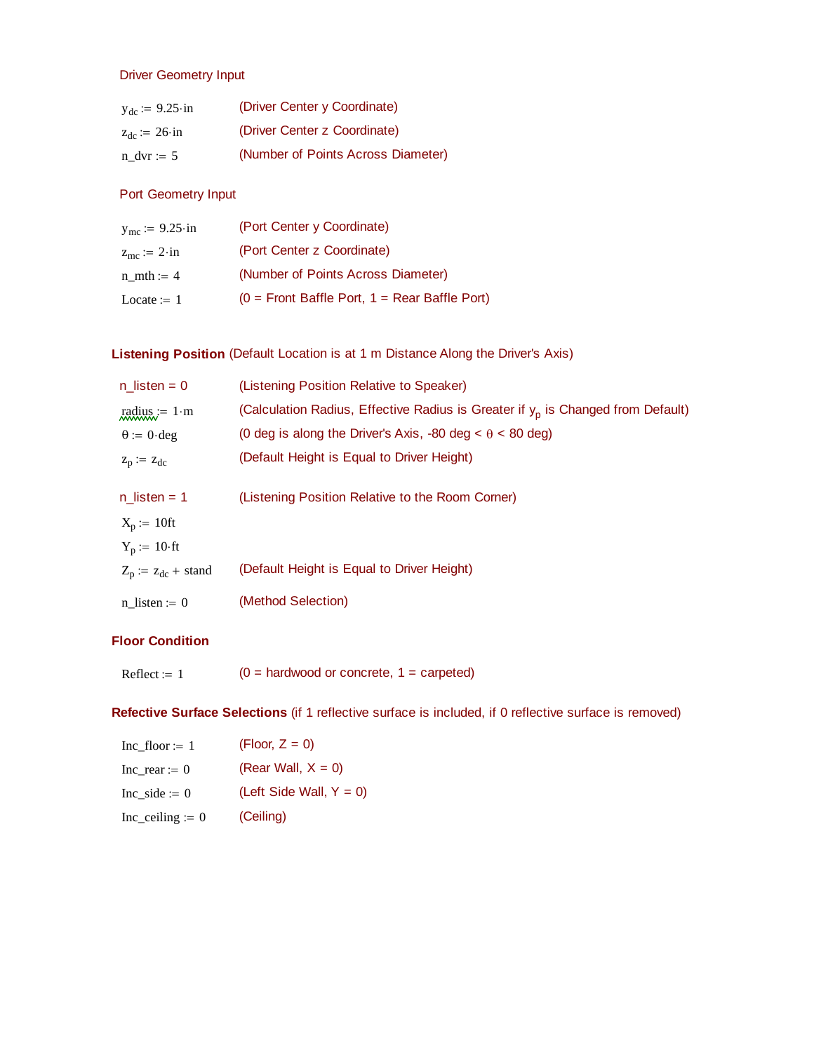### Driver Geometry Input

| | |
|---|---|
| $y_{dc} := 9.25 \cdot in$ | (Driver Center y Coordinate) |
| $z_{dc} := 26 \cdot in$ | (Driver Center z Coordinate) |
| n_dvr := 5 | (Number of Points Across Diameter) |

### Port Geometry Input

| | |
|---|---|
| $y_{mc} := 9.25 \cdot in$ | (Port Center y Coordinate) |
| $z_{mc} := 2 \cdot in$ | (Port Center z Coordinate) |
| n_mth := 4 | (Number of Points Across Diameter) |
| Locate := 1 | (0 = Front Baffle Port, 1 = Rear Baffle Port) |

## **Listening Position** (Default Location is at 1 m Distance Along the Driver's Axis)

| | |
|---|---|
| n_listen = 0 | (Listening Position Relative to Speaker) |
| $radius := 1 \cdot m$ | (Calculation Radius, Effective Radius is Greater if $y_p$ is Changed from Default) |
| $\theta := 0 \cdot deg$ | (0 deg is along the Driver's Axis, -80 deg < $\theta$ < 80 deg) |
| $z_p := z_{dc}$ | (Default Height is Equal to Driver Height) |

| | |
|---|---|
| n_listen = 1 | (Listening Position Relative to the Room Corner) |
| $X_p := 10ft$ | |
| $Y_p := 10 \cdot ft$ | |
| $Z_p := z_{dc} + stand$ | (Default Height is Equal to Driver Height) |

| | |
|---|---|
| n_listen := 0 | (Method Selection) |

## **Floor Condition**

| | |
|---|---|
| Reflect := 1 | (0 = hardwood or concrete, 1 = carpeted) |

## **Refective Surface Selections** (if 1 reflective surface is included, if 0 reflective surface is removed)

| | |
|---|---|
| Inc_floor := 1 | (Floor, Z = 0) |
| Inc_rear := 0 | (Rear Wall, X = 0) |
| Inc_side := 0 | (Left Side Wall, Y = 0) |
| Inc_ceiling := 0 | (Ceiling) |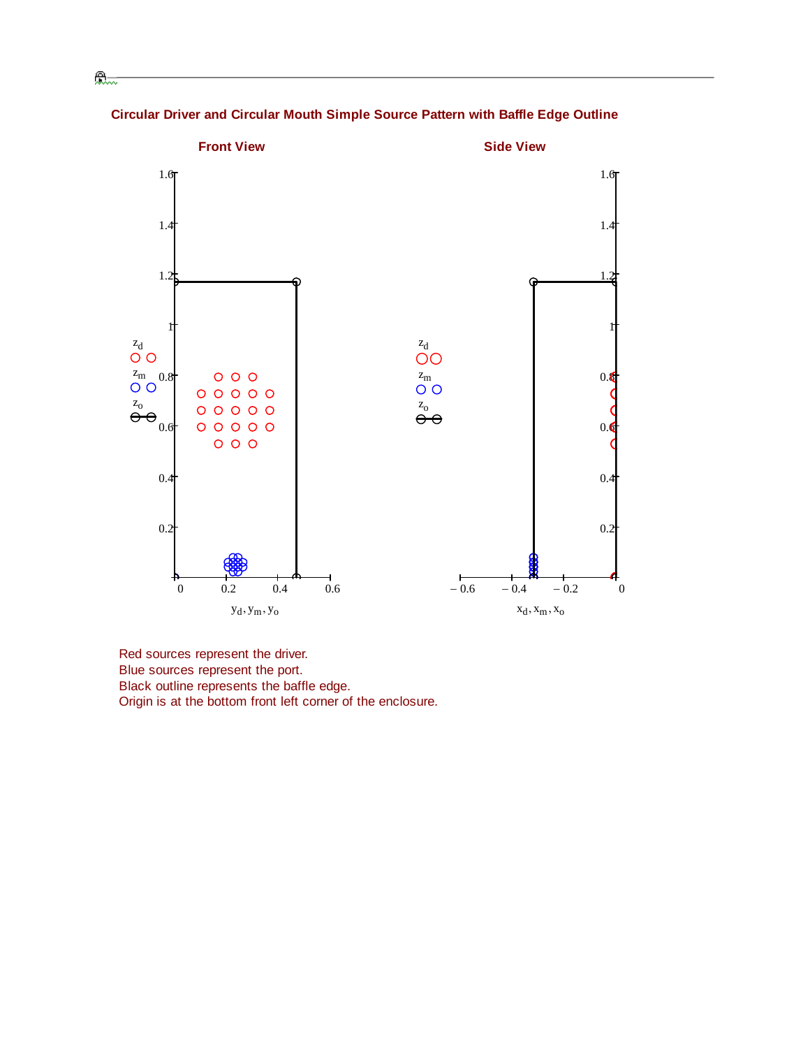**Circular Driver and Circular Mouth Simple Source Pattern with Baffle Edge Outline**

**Front View**

1.6
1.4
1.2
1
0.8
0.6
0.4
0.2
0
0.2
0.4
0.6

$z_d$
$z_m$
$z_o$

$y_d, y_m, y_o$

**Side View**

1.6
1.4
1.2
1
0.8
0.6
0.4
0.2
– 0.6
– 0.4
– 0.2
0

$z_d$
$z_m$
$z_o$

$x_d, x_m, x_o$

Red sources represent the driver.
Blue sources represent the port.
Black outline represents the baffle edge.
Origin is at the bottom front left corner of the enclosure.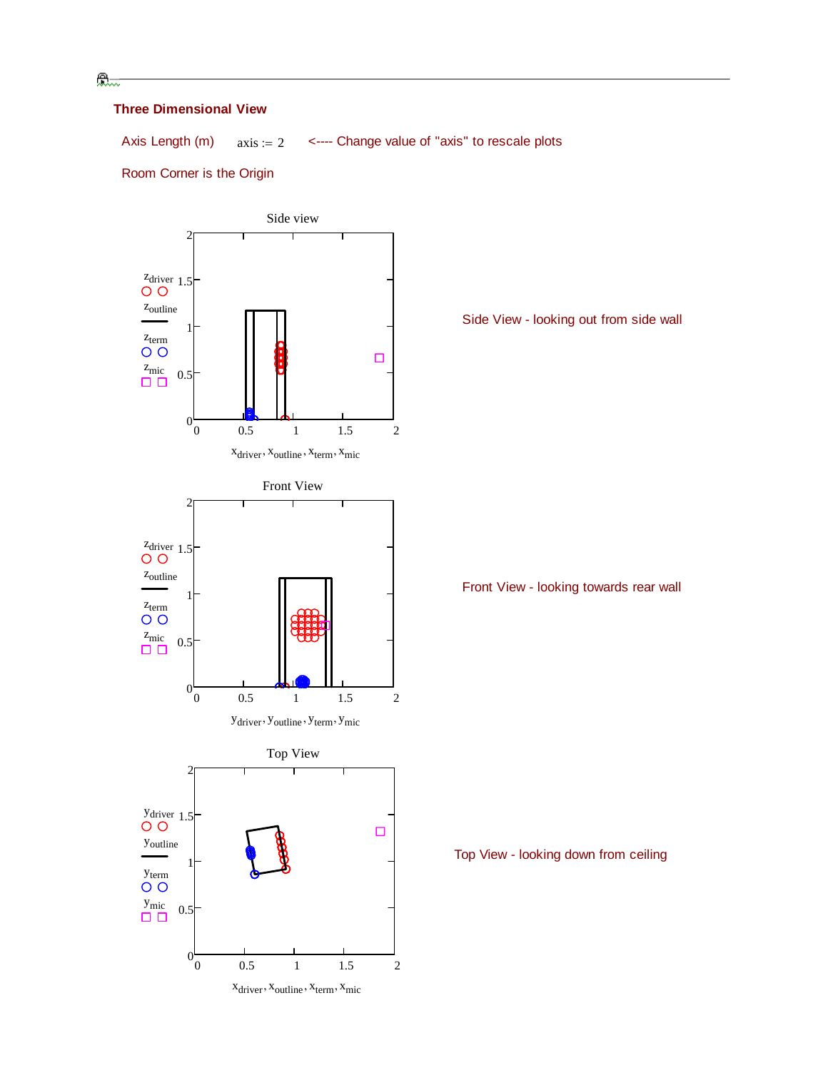### Three Dimensional View

Axis Length (m) axis := 2 <---- Change value of "axis" to rescale plots

Room Corner is the Origin

Side view

2

1.5

1

0.5

0

0 0.5 1 1.5 2

$z_{driver}$

$z_{outline}$

$z_{term}$

$z_{mic}$

$x_{driver}, x_{outline}, x_{term}, x_{mic}$

Side View - looking out from side wall

Front View

2

1.5

1

0.5

0

0 0.5 1 1.5 2

$z_{driver}$

$z_{outline}$

$z_{term}$

$z_{mic}$

$y_{driver}, y_{outline}, y_{term}, y_{mic}$

Front View - looking towards rear wall

Top View

2

1.5

1

0.5

0

0 0.5 1 1.5 2

$y_{driver}$

$y_{outline}$

$y_{term}$

$y_{mic}$

$x_{driver}, x_{outline}, x_{term}, x_{mic}$

Top View - looking down from ceiling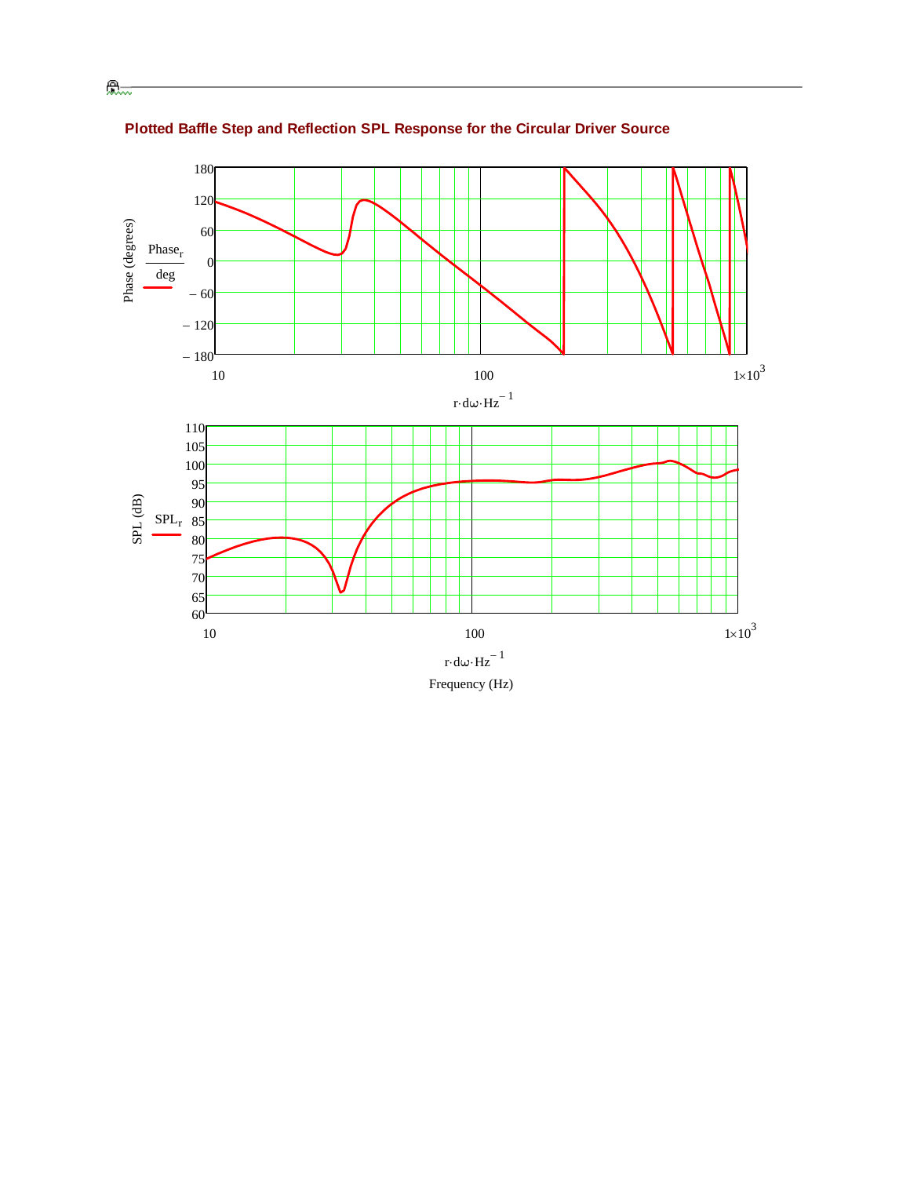### Plotted Baffle Step and Reflection SPL Response for the Circular Driver Source

180
120
60
0
− 60
− 120
− 180

Phase (degrees)

$\frac{Phase_r}{deg}$

10
100
$1\times10^3$

$r \cdot d\omega \cdot Hz^{-1}$

110
105
100
95
90
85
80
75
70
65
60

SPL (dB)

$SPL_r$

10
100
$1\times10^3$

$r \cdot d\omega \cdot Hz^{-1}$

Frequency (Hz)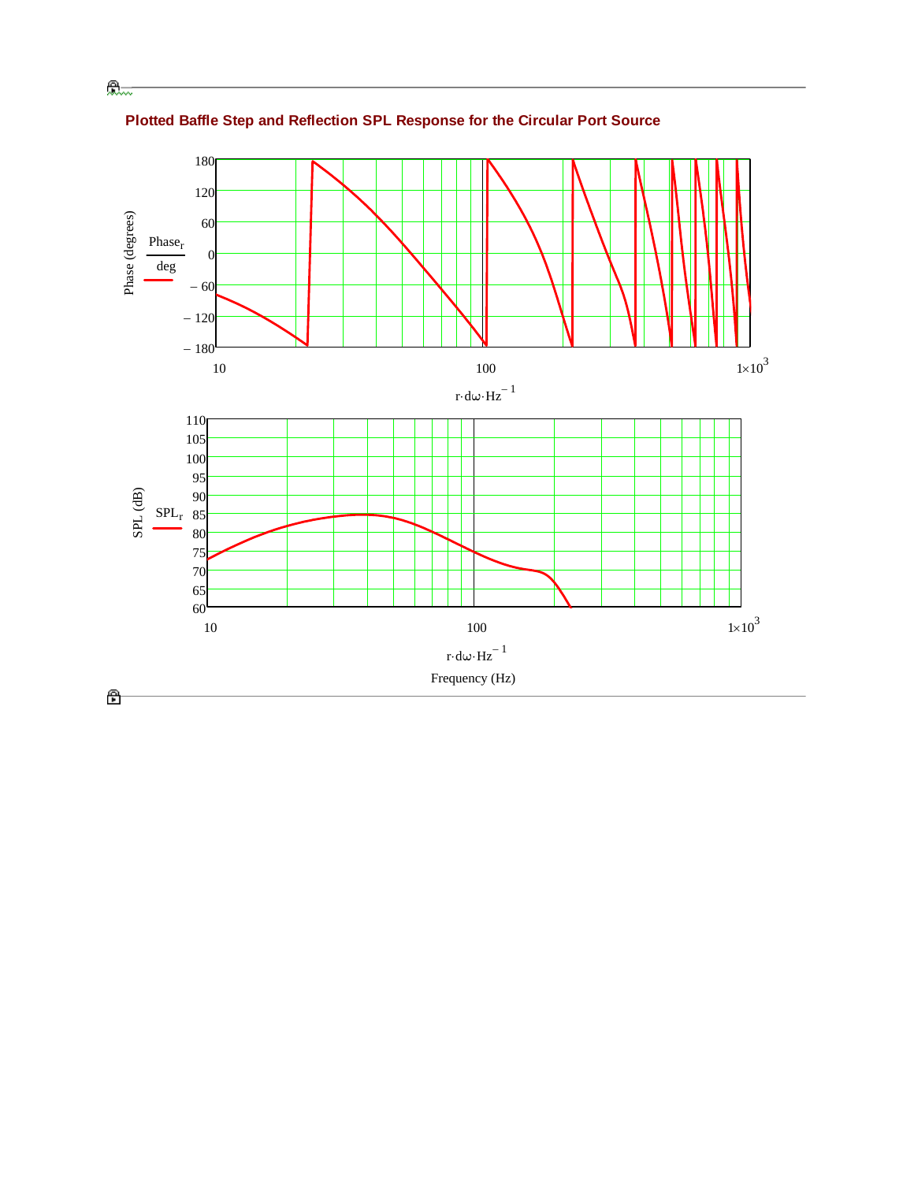**Plotted Baffle Step and Reflection SPL Response for the Circular Port Source**

Phase (degrees)

$\frac{Phase_r}{deg}$

180
120
60
0
− 60
− 120
− 180

10
100
$1\times10^3$

$r\cdot d\omega\cdot Hz^{-1}$

SPL (dB)

$SPL_r$

110
105
100
95
90
85
80
75
70
65
60

10
100
$1\times10^3$

$r\cdot d\omega\cdot Hz^{-1}$

Frequency (Hz)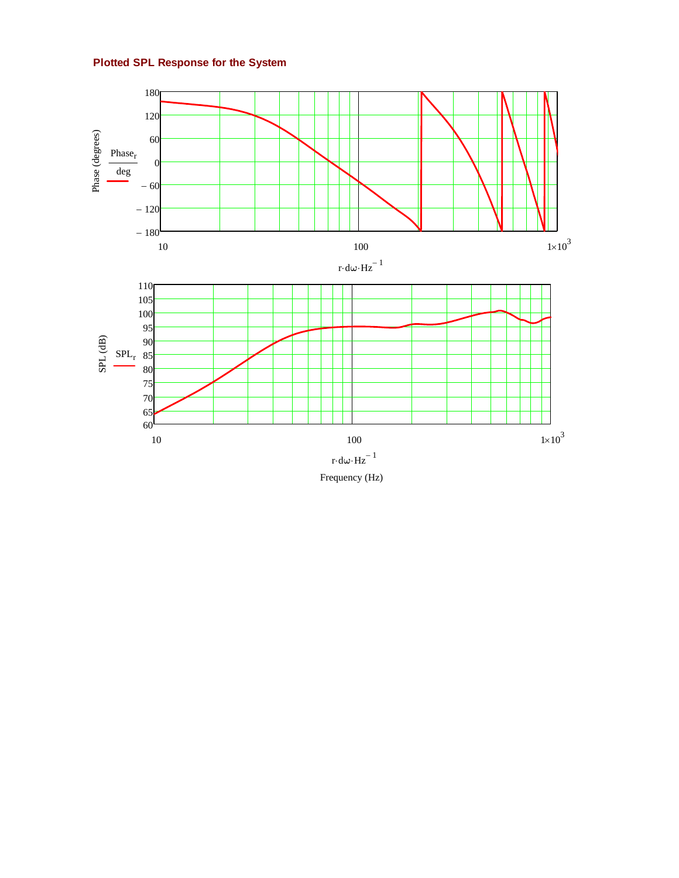### Plotted SPL Response for the System

Phase (degrees)

$\frac{Phase_r}{deg}$

180
120
60
0
– 60
– 120
– 180

10
100
$1\times10^3$

$r \cdot d\omega \cdot Hz^{-1}$

SPL (dB)

$SPL_r$

110
105
100
95
90
85
80
75
70
65
60

10
100
$1\times10^3$

$r \cdot d\omega \cdot Hz^{-1}$

Frequency (Hz)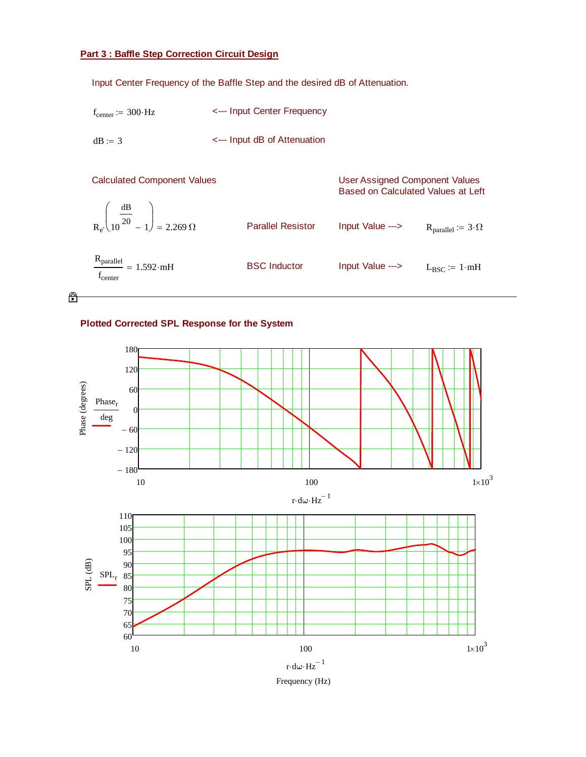## Part 3 : Baffle Step Correction Circuit Design

Input Center Frequency of the Baffle Step and the desired dB of Attenuation.

$f_{center} := 300 \cdot Hz$ <--- Input Center Frequency

$dB := 3$ <--- Input dB of Attenuation

Calculated Component Values

User Assigned Component Values Based on Calculated Values at Left

$R_e \cdot \left(10^{\frac{dB}{20}} - 1\right) = 2.269\,\Omega$ Parallel Resistor Input Value ---> $R_{parallel} := 3 \cdot \Omega$

$\frac{R_{parallel}}{f_{center}} = 1.592 \cdot mH$ BSC Inductor Input Value ---> $L_{BSC} := 1 \cdot mH$

### Plotted Corrected SPL Response for the System

Phase (degrees)

$\frac{Phase_r}{deg}$

180
120
60
0
− 60
− 120
− 180

10
100
$1\times10^3$

$r \cdot d\omega \cdot Hz^{-1}$

SPL (dB)

$SPL_r$

110
105
100
95
90
85
80
75
70
65
60

10
100
$1\times10^3$

$r \cdot d\omega \cdot Hz^{-1}$

Frequency (Hz)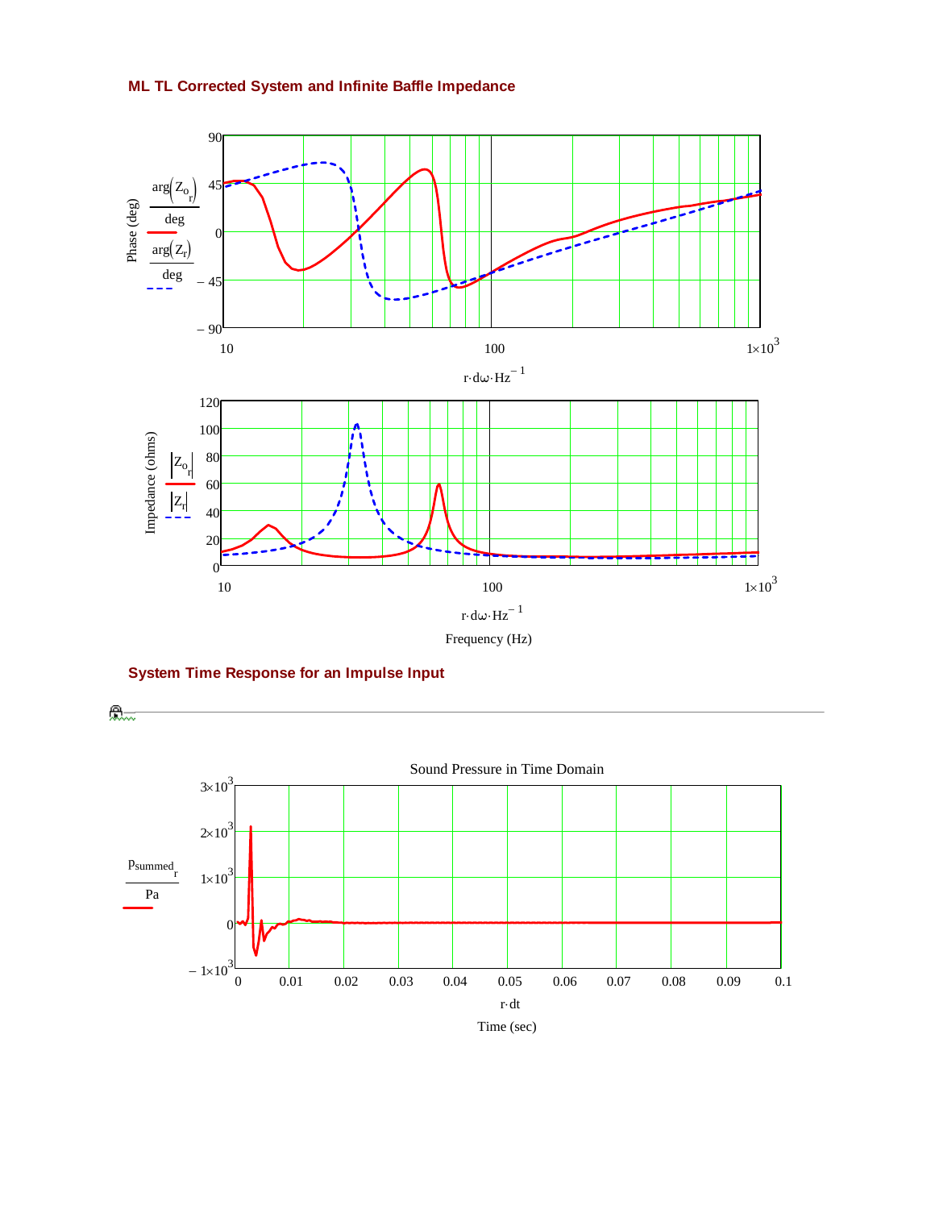### ML TL Corrected System and Infinite Baffle Impedance

Phase (deg)

$\frac{\arg(Z_{o_r})}{deg}$

$\frac{\arg(Z_r)}{deg}$

90
45
0
− 45
− 90

10
100
1×10³

$r \cdot d\omega \cdot Hz^{-1}$

Impedance (ohms)

$|Z_{o_r}|$

$|Z_r|$

120
100
80
60
40
20
0

10
100
1×10³

$r \cdot d\omega \cdot Hz^{-1}$

Frequency (Hz)

### System Time Response for an Impulse Input

Sound Pressure in Time Domain

$\frac{p_{summed_r}}{Pa}$

3×10³
2×10³
1×10³
0
− 1×10³

0
0.01
0.02
0.03
0.04
0.05
0.06
0.07
0.08
0.09
0.1

$r \cdot dt$

Time (sec)